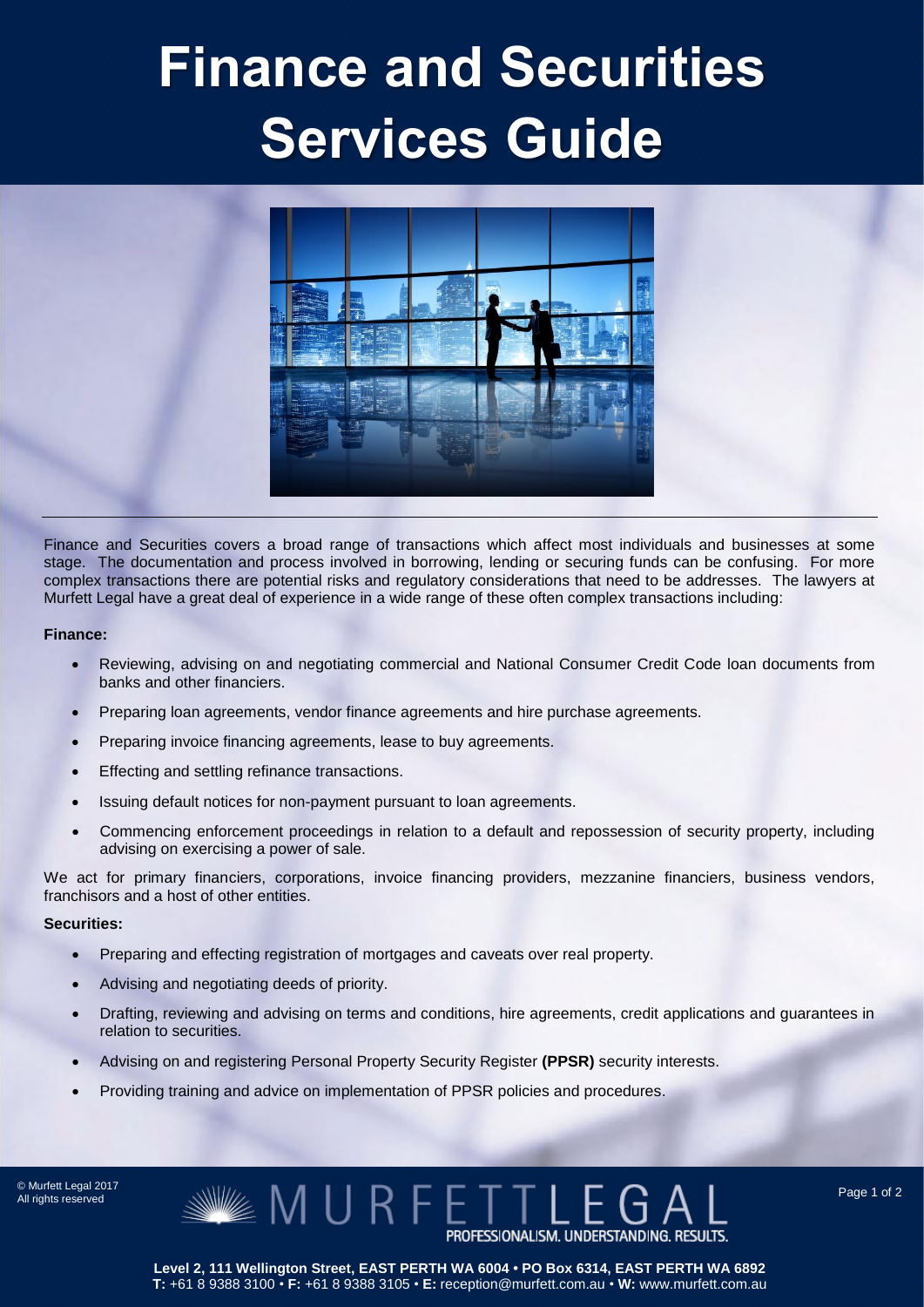# Finance and Securities Services Guide

Finance and Securities covers a broad range of transactions which affect most individuals and businesses at some stage. The documentation and process involved in borrowing, lending or securing funds can be confusing. For more complex transactions there are potential risks and regulatory considerations that need to be addressed. The lawyers at Murfett Legal have a great deal of experience in a wide range of these often complex transactions including:

**Finance:**

- Reviewing, advising on and negotiating commercial and National Consumer Credit Code loan documents from banks and other financiers.
- Preparing loan agreements, vendor finance agreements and hire purchase agreements.
- Preparing invoice financing agreements, lease to buy agreements.
- Effecting and settling refinance transactions.
- Issuing default notices for non-payment pursuant to loan agreements.
- Commencing enforcement proceedings in relation to a default and repossession of security property, including advising on exercising a power of sale.

We act for primary financiers, corporations, invoice financing providers, mezzanine financiers, business vendors, franchisors and a host of other entities.

**Securities:**

- Preparing and effecting registration of mortgages and caveats over real property.
- Advising and negotiating deeds of priority.
- Drafting, reviewing and advising on terms and conditions, hire agreements, credit applications and guarantees in relation to securities.
- Advising on and registering Personal Property Security Register **(PPSR)** security interests.
- Providing training and advice on implementation of PPSR policies and procedures.

© Murfett Legal 2017
All rights reserved

MURFETTLEGAL
PROFESSIONALISM. UNDERSTANDING. RESULTS.

**Level 2, 111 Wellington Street, EAST PERTH WA 6004 • PO Box 6314, EAST PERTH WA 6892**
**T:** +61 8 9388 3100 • **F:** +61 8 9388 3105 • **E:** reception@murfett.com.au • **W:** www.murfett.com.au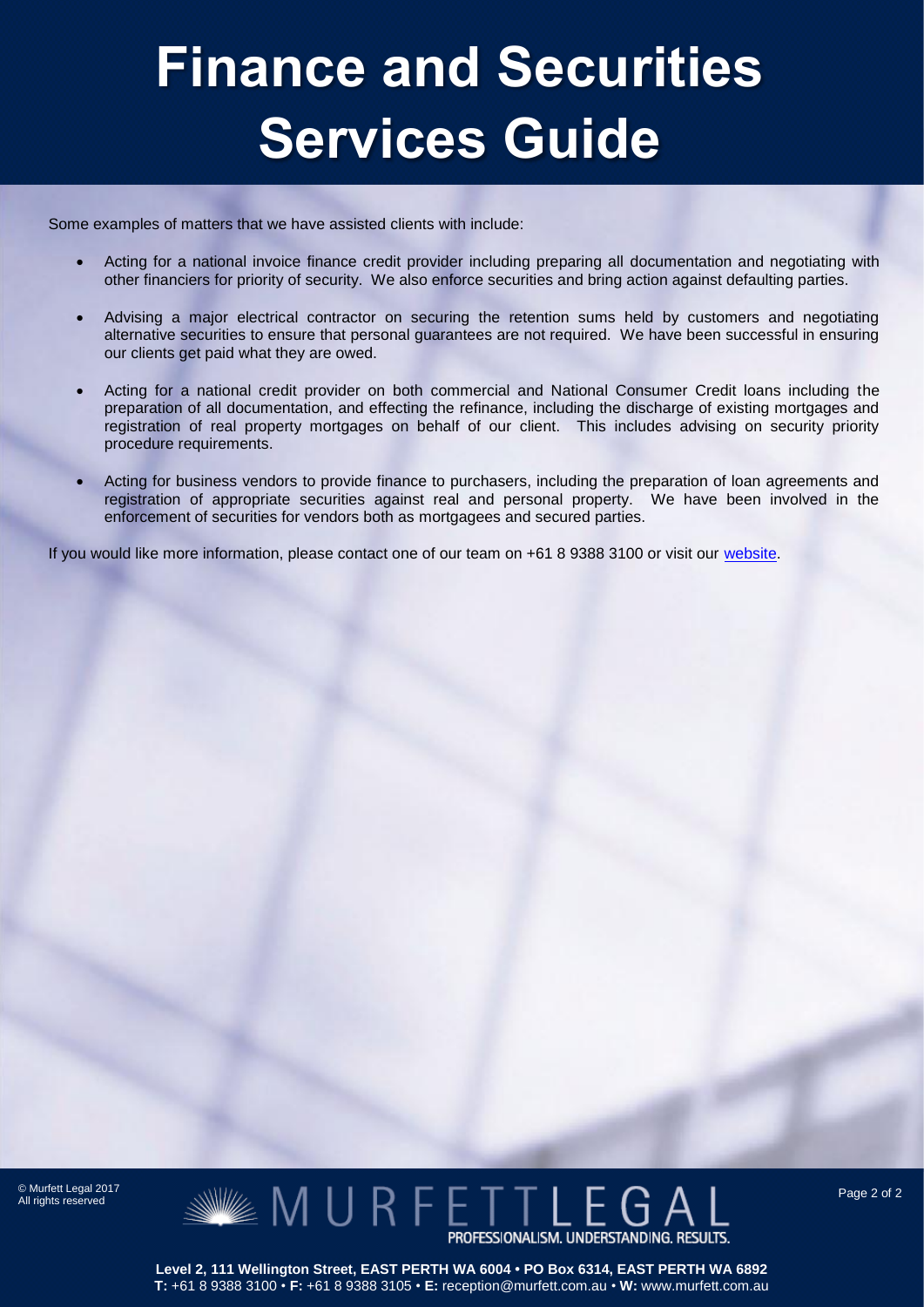# Finance and Securities Services Guide

Some examples of matters that we have assisted clients with include:

- Acting for a national invoice finance credit provider including preparing all documentation and negotiating with other financiers for priority of security. We also enforce securities and bring action against defaulting parties.
- Advising a major electrical contractor on securing the retention sums held by customers and negotiating alternative securities to ensure that personal guarantees are not required. We have been successful in ensuring our clients get paid what they are owed.
- Acting for a national credit provider on both commercial and National Consumer Credit loans including the preparation of all documentation, and effecting the refinance, including the discharge of existing mortgages and registration of real property mortgages on behalf of our client. This includes advising on security priority procedure requirements.
- Acting for business vendors to provide finance to purchasers, including the preparation of loan agreements and registration of appropriate securities against real and personal property. We have been involved in the enforcement of securities for vendors both as mortgagees and secured parties.

If you would like more information, please contact one of our team on +61 8 9388 3100 or visit our website.